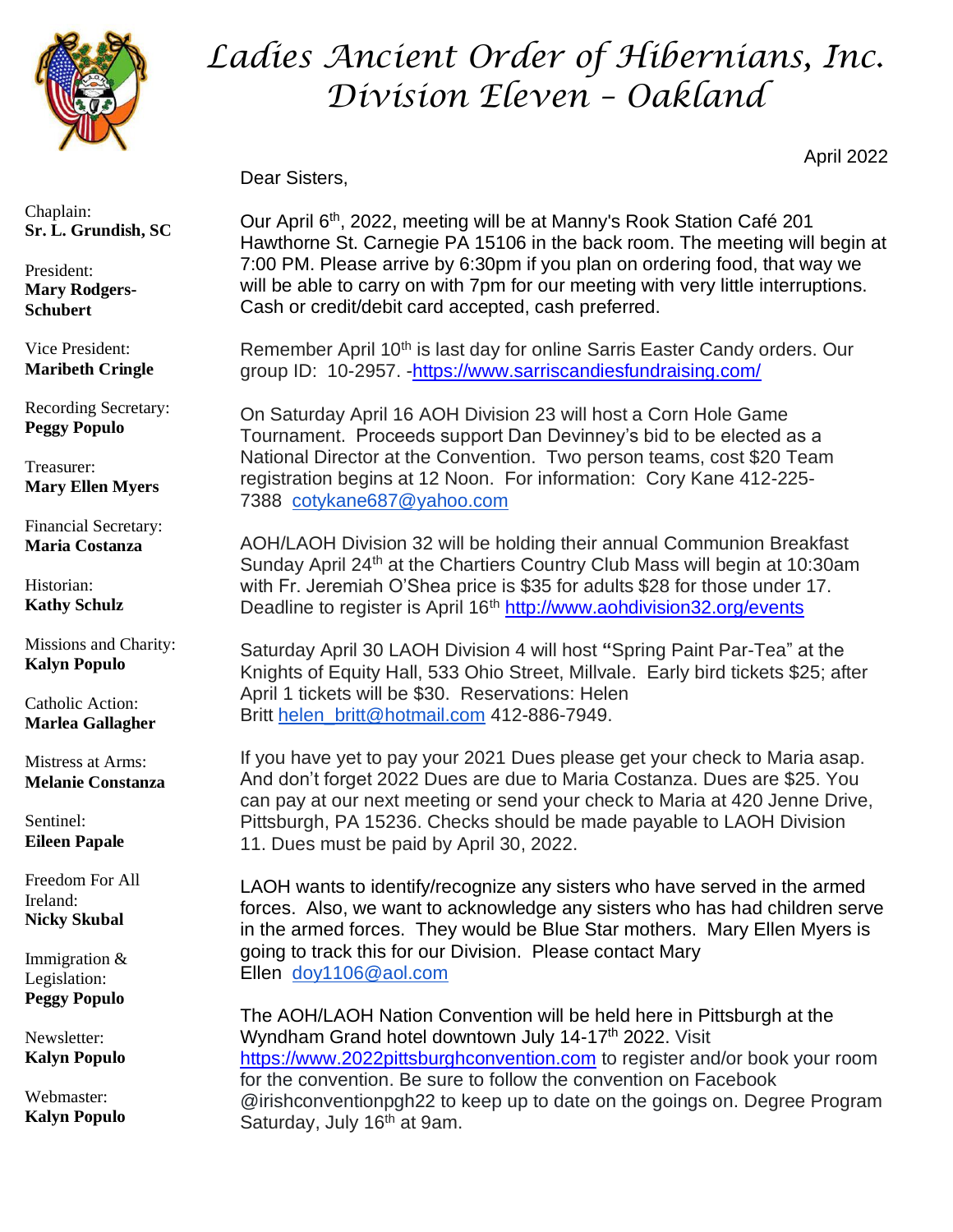# Ladies Ancient Order of Hibernians, Inc.
# Division Eleven – Oakland

Chaplain:
**Sr. L. Grundish, SC**

President:
**Mary Rodgers-Schubert**

Vice President:
**Maribeth Cringle**

Recording Secretary:
**Peggy Populo**

Treasurer:
**Mary Ellen Myers**

Financial Secretary:
**Maria Costanza**

Historian:
**Kathy Schulz**

Missions and Charity:
**Kalyn Populo**

Catholic Action:
**Marlea Gallagher**

Mistress at Arms:
**Melanie Constanza**

Sentinel:
**Eileen Papale**

Freedom For All Ireland:
**Nicky Skubal**

Immigration & Legislation:
**Peggy Populo**

Newsletter:
**Kalyn Populo**

Webmaster:
**Kalyn Populo**

April 2022

Dear Sisters,

Our April 6th, 2022, meeting will be at Manny's Rook Station Café 201 Hawthorne St. Carnegie PA 15106 in the back room. The meeting will begin at 7:00 PM. Please arrive by 6:30pm if you plan on ordering food, that way we will be able to carry on with 7pm for our meeting with very little interruptions. Cash or credit/debit card accepted, cash preferred.

Remember April 10th is last day for online Sarris Easter Candy orders. Our group ID: 10-2957. -https://www.sarriscandiesfundraising.com/

On Saturday April 16 AOH Division 23 will host a Corn Hole Game Tournament. Proceeds support Dan Devinney's bid to be elected as a National Director at the Convention. Two person teams, cost $20 Team registration begins at 12 Noon. For information: Cory Kane 412-225-7388 cotykane687@yahoo.com

AOH/LAOH Division 32 will be holding their annual Communion Breakfast Sunday April 24th at the Chartiers Country Club Mass will begin at 10:30am with Fr. Jeremiah O'Shea price is $35 for adults $28 for those under 17. Deadline to register is April 16th http://www.aohdivision32.org/events

Saturday April 30 LAOH Division 4 will host **"**Spring Paint Par-Tea" at the Knights of Equity Hall, 533 Ohio Street, Millvale. Early bird tickets $25; after April 1 tickets will be $30. Reservations: Helen Britt helen_britt@hotmail.com 412-886-7949.

If you have yet to pay your 2021 Dues please get your check to Maria asap. And don't forget 2022 Dues are due to Maria Costanza. Dues are $25. You can pay at our next meeting or send your check to Maria at 420 Jenne Drive, Pittsburgh, PA 15236. Checks should be made payable to LAOH Division 11. Dues must be paid by April 30, 2022.

LAOH wants to identify/recognize any sisters who have served in the armed forces. Also, we want to acknowledge any sisters who has had children serve in the armed forces. They would be Blue Star mothers. Mary Ellen Myers is going to track this for our Division. Please contact Mary Ellen doy1106@aol.com

The AOH/LAOH Nation Convention will be held here in Pittsburgh at the Wyndham Grand hotel downtown July 14-17th 2022. Visit https://www.2022pittsburghconvention.com to register and/or book your room for the convention. Be sure to follow the convention on Facebook @irishconventionpgh22 to keep up to date on the goings on. Degree Program Saturday, July 16th at 9am.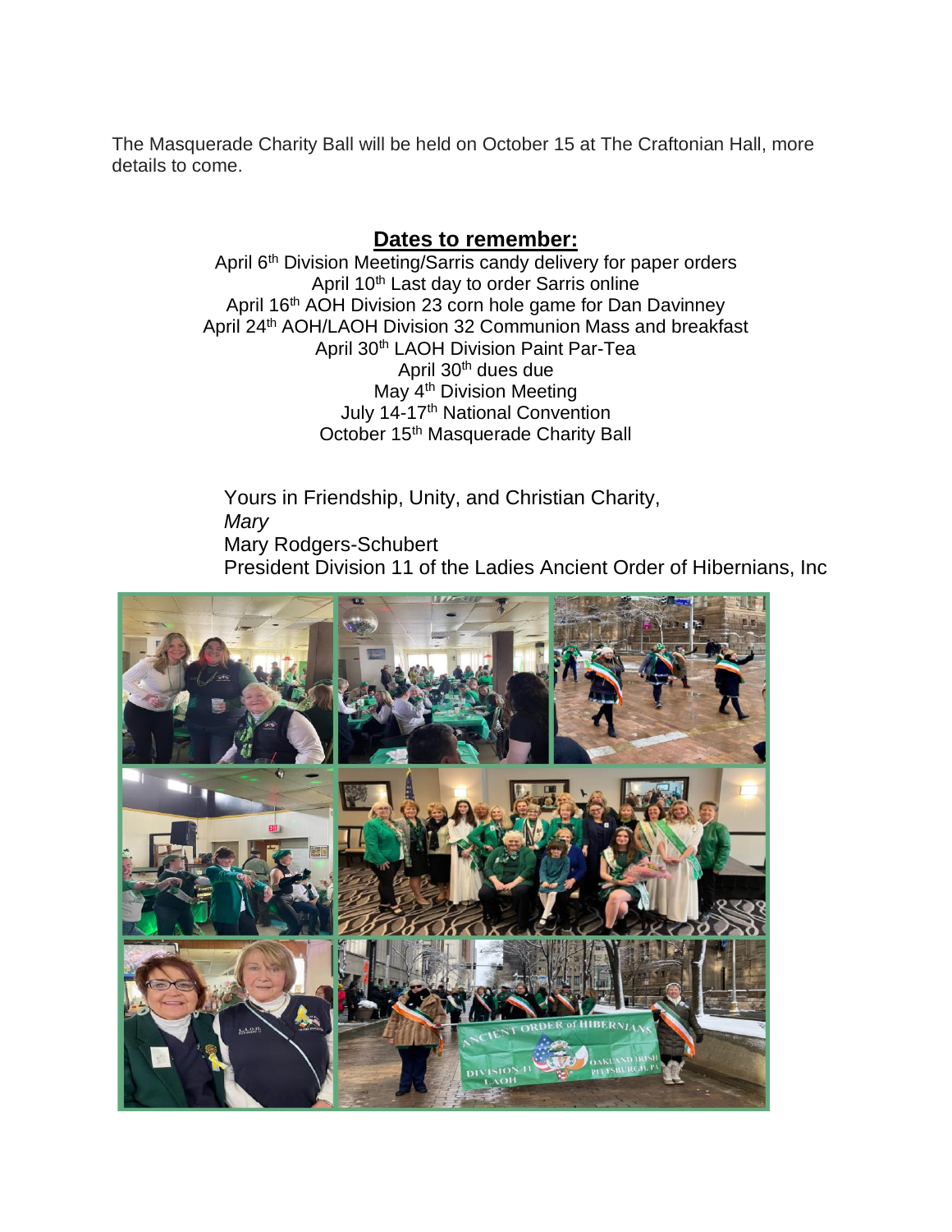The Masquerade Charity Ball will be held on October 15 at The Craftonian Hall, more details to come.

## **Dates to remember:**

April 6th Division Meeting/Sarris candy delivery for paper orders
April 10th Last day to order Sarris online
April 16th AOH Division 23 corn hole game for Dan Davinney
April 24th AOH/LAOH Division 32 Communion Mass and breakfast
April 30th LAOH Division Paint Par-Tea
April 30th dues due
May 4th Division Meeting
July 14-17th National Convention
October 15th Masquerade Charity Ball

Yours in Friendship, Unity, and Christian Charity,
*Mary*
Mary Rodgers-Schubert
President Division 11 of the Ladies Ancient Order of Hibernians, Inc